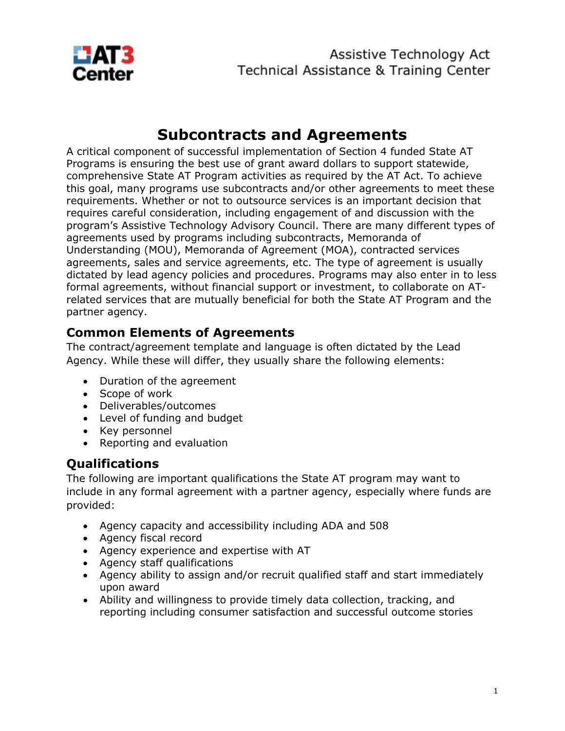# Subcontracts and Agreements

A critical component of successful implementation of Section 4 funded State AT Programs is ensuring the best use of grant award dollars to support statewide, comprehensive State AT Program activities as required by the AT Act. To achieve this goal, many programs use subcontracts and/or other agreements to meet these requirements. Whether or not to outsource services is an important decision that requires careful consideration, including engagement of and discussion with the program's Assistive Technology Advisory Council. There are many different types of agreements used by programs including subcontracts, Memoranda of Understanding (MOU), Memoranda of Agreement (MOA), contracted services agreements, sales and service agreements, etc. The type of agreement is usually dictated by lead agency policies and procedures. Programs may also enter in to less formal agreements, without financial support or investment, to collaborate on AT-related services that are mutually beneficial for both the State AT Program and the partner agency.

## Common Elements of Agreements

The contract/agreement template and language is often dictated by the Lead Agency. While these will differ, they usually share the following elements:

- Duration of the agreement
- Scope of work
- Deliverables/outcomes
- Level of funding and budget
- Key personnel
- Reporting and evaluation

## Qualifications

The following are important qualifications the State AT program may want to include in any formal agreement with a partner agency, especially where funds are provided:

- Agency capacity and accessibility including ADA and 508
- Agency fiscal record
- Agency experience and expertise with AT
- Agency staff qualifications
- Agency ability to assign and/or recruit qualified staff and start immediately upon award
- Ability and willingness to provide timely data collection, tracking, and reporting including consumer satisfaction and successful outcome stories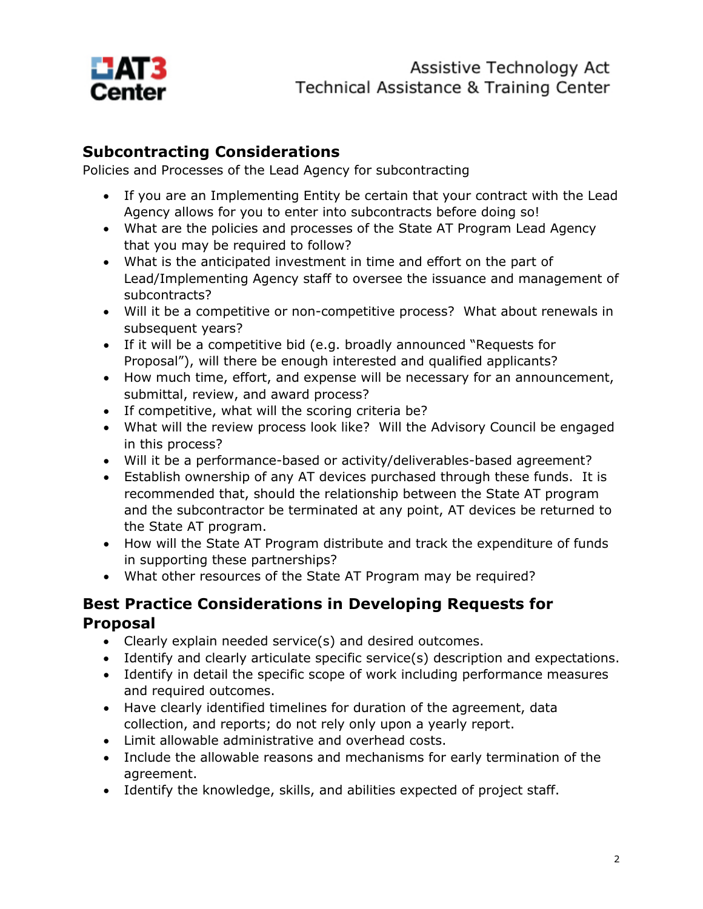## Subcontracting Considerations

Policies and Processes of the Lead Agency for subcontracting

- If you are an Implementing Entity be certain that your contract with the Lead Agency allows for you to enter into subcontracts before doing so!
- What are the policies and processes of the State AT Program Lead Agency that you may be required to follow?
- What is the anticipated investment in time and effort on the part of Lead/Implementing Agency staff to oversee the issuance and management of subcontracts?
- Will it be a competitive or non-competitive process? What about renewals in subsequent years?
- If it will be a competitive bid (e.g. broadly announced "Requests for Proposal"), will there be enough interested and qualified applicants?
- How much time, effort, and expense will be necessary for an announcement, submittal, review, and award process?
- If competitive, what will the scoring criteria be?
- What will the review process look like? Will the Advisory Council be engaged in this process?
- Will it be a performance-based or activity/deliverables-based agreement?
- Establish ownership of any AT devices purchased through these funds. It is recommended that, should the relationship between the State AT program and the subcontractor be terminated at any point, AT devices be returned to the State AT program.
- How will the State AT Program distribute and track the expenditure of funds in supporting these partnerships?
- What other resources of the State AT Program may be required?

## Best Practice Considerations in Developing Requests for Proposal

- Clearly explain needed service(s) and desired outcomes.
- Identify and clearly articulate specific service(s) description and expectations.
- Identify in detail the specific scope of work including performance measures and required outcomes.
- Have clearly identified timelines for duration of the agreement, data collection, and reports; do not rely only upon a yearly report.
- Limit allowable administrative and overhead costs.
- Include the allowable reasons and mechanisms for early termination of the agreement.
- Identify the knowledge, skills, and abilities expected of project staff.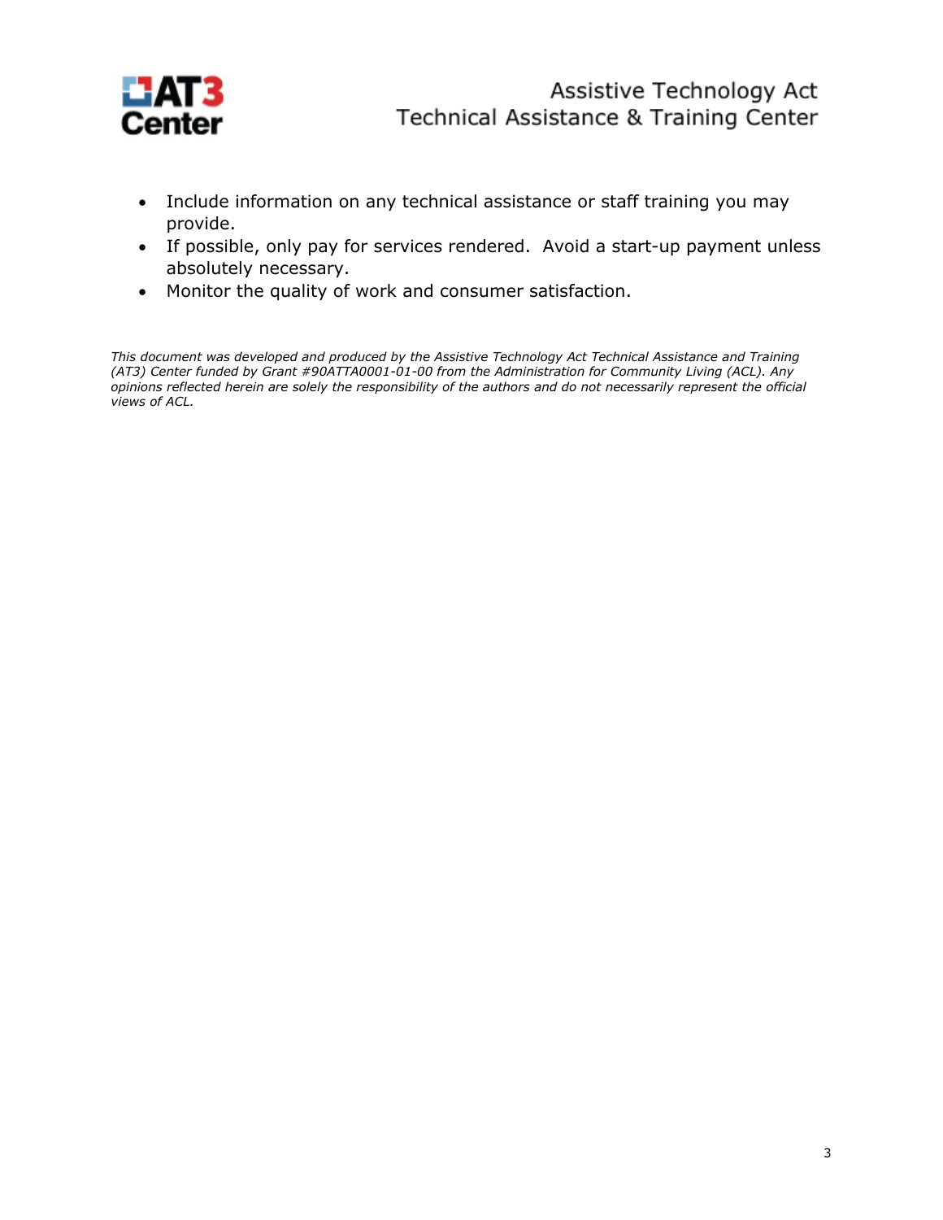- Include information on any technical assistance or staff training you may provide.
- If possible, only pay for services rendered. Avoid a start-up payment unless absolutely necessary.
- Monitor the quality of work and consumer satisfaction.

*This document was developed and produced by the Assistive Technology Act Technical Assistance and Training (AT3) Center funded by Grant #90ATTA0001-01-00 from the Administration for Community Living (ACL). Any opinions reflected herein are solely the responsibility of the authors and do not necessarily represent the official views of ACL.*